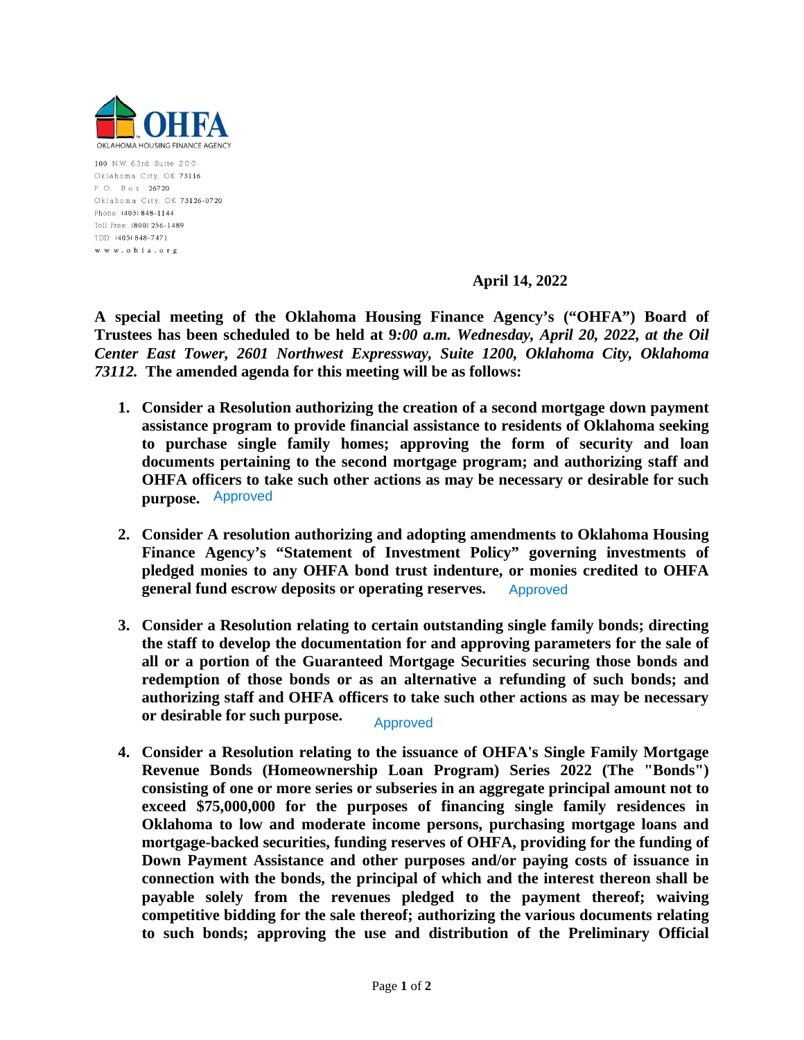OKLAHOMA HOUSING FINANCE AGENCY

100 N.W. 63rd, Suite 200
Oklahoma City, OK 73116
P.O. Box 26720
Oklahoma City, OK 73126-0720
Phone: (405) 848-1144
Toll Free: (800) 256-1489
TDD: (405) 848-7471
www.ohfa.org

**April 14, 2022**

**A special meeting of the Oklahoma Housing Finance Agency's ("OHFA") Board of Trustees has been scheduled to be held at 9*:00 a.m. Wednesday, April 20, 2022, at the Oil Center East Tower, 2601 Northwest Expressway, Suite 1200, Oklahoma City, Oklahoma 73112.* The amended agenda for this meeting will be as follows:**

1. **Consider a Resolution authorizing the creation of a second mortgage down payment assistance program to provide financial assistance to residents of Oklahoma seeking to purchase single family homes; approving the form of security and loan documents pertaining to the second mortgage program; and authorizing staff and OHFA officers to take such other actions as may be necessary or desirable for such purpose.** Approved

2. **Consider A resolution authorizing and adopting amendments to Oklahoma Housing Finance Agency's "Statement of Investment Policy" governing investments of pledged monies to any OHFA bond trust indenture, or monies credited to OHFA general fund escrow deposits or operating reserves.** Approved

3. **Consider a Resolution relating to certain outstanding single family bonds; directing the staff to develop the documentation for and approving parameters for the sale of all or a portion of the Guaranteed Mortgage Securities securing those bonds and redemption of those bonds or as an alternative a refunding of such bonds; and authorizing staff and OHFA officers to take such other actions as may be necessary or desirable for such purpose.** Approved

4. **Consider a Resolution relating to the issuance of OHFA's Single Family Mortgage Revenue Bonds (Homeownership Loan Program) Series 2022 (The "Bonds") consisting of one or more series or subseries in an aggregate principal amount not to exceed $75,000,000 for the purposes of financing single family residences in Oklahoma to low and moderate income persons, purchasing mortgage loans and mortgage-backed securities, funding reserves of OHFA, providing for the funding of Down Payment Assistance and other purposes and/or paying costs of issuance in connection with the bonds, the principal of which and the interest thereon shall be payable solely from the revenues pledged to the payment thereof; waiving competitive bidding for the sale thereof; authorizing the various documents relating to such bonds; approving the use and distribution of the Preliminary Official**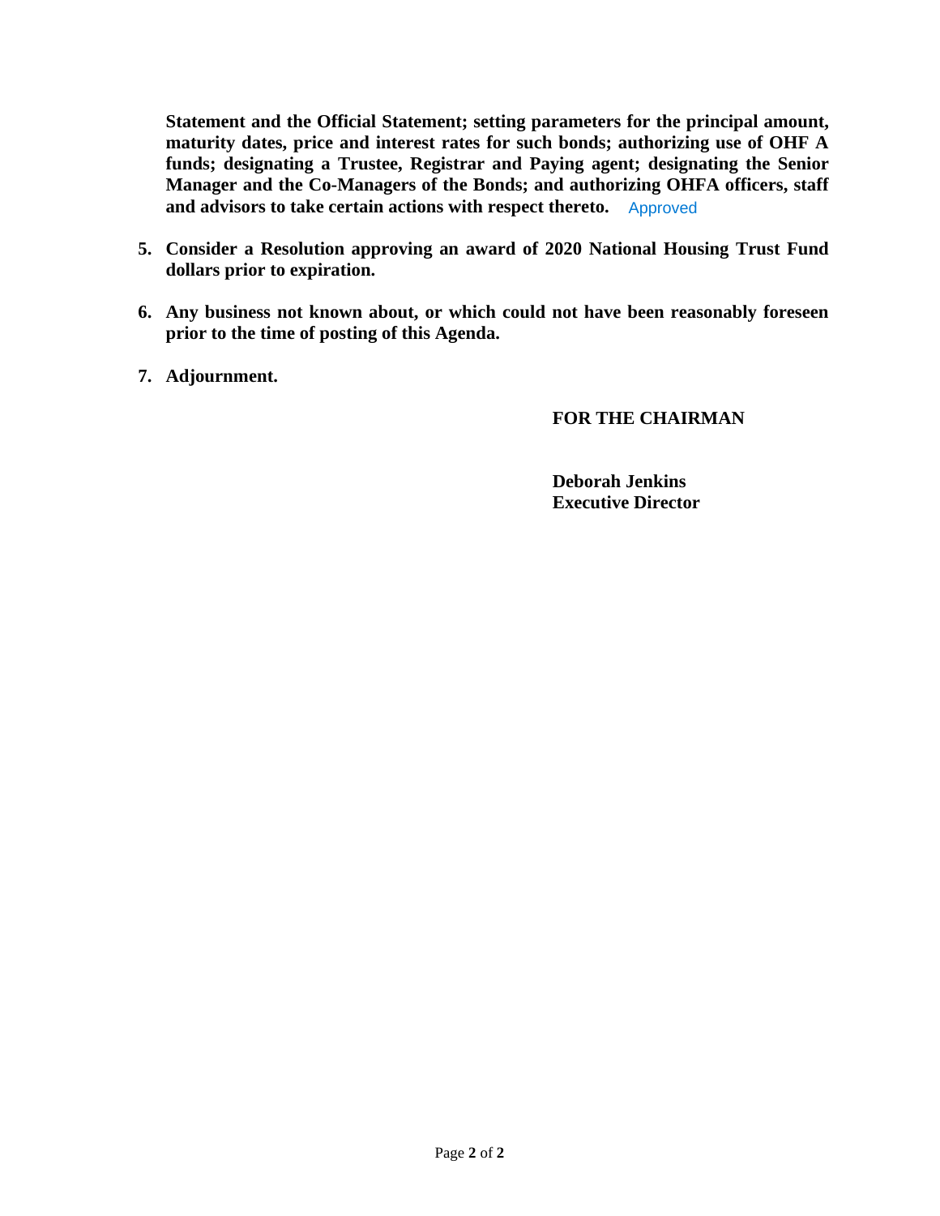**Statement and the Official Statement; setting parameters for the principal amount, maturity dates, price and interest rates for such bonds; authorizing use of OHF A funds; designating a Trustee, Registrar and Paying agent; designating the Senior Manager and the Co-Managers of the Bonds; and authorizing OHFA officers, staff and advisors to take certain actions with respect thereto.** Approved

5. **Consider a Resolution approving an award of 2020 National Housing Trust Fund dollars prior to expiration.**

6. **Any business not known about, or which could not have been reasonably foreseen prior to the time of posting of this Agenda.**

7. **Adjournment.**

**FOR THE CHAIRMAN**

**Deborah Jenkins**
**Executive Director**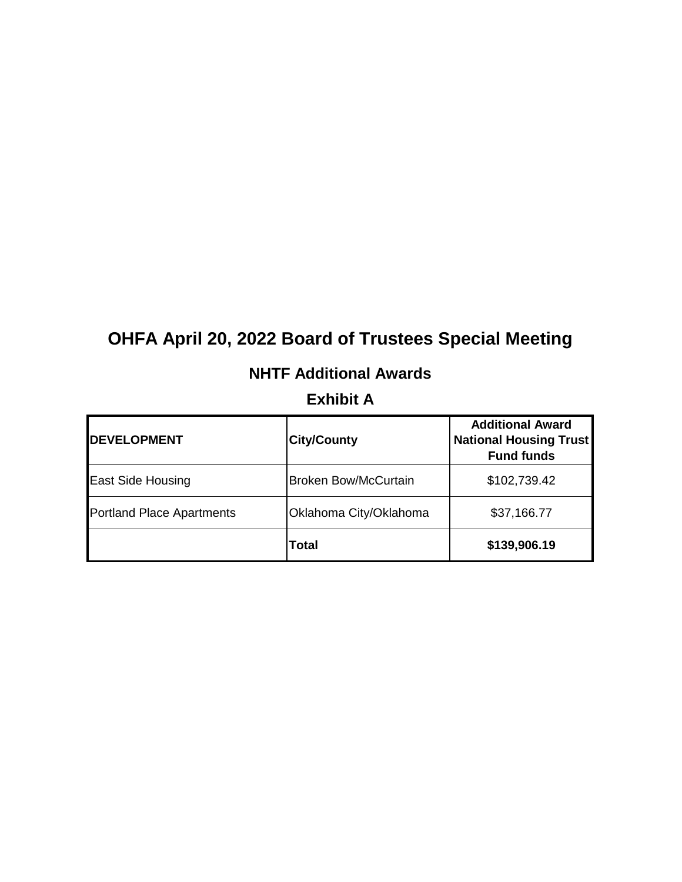# OHFA April 20, 2022 Board of Trustees Special Meeting

## NHTF Additional Awards

## Exhibit A

| DEVELOPMENT | City/County | Additional Award National Housing Trust Fund funds |
|---|---|---|
| East Side Housing | Broken Bow/McCurtain | $102,739.42 |
| Portland Place Apartments | Oklahoma City/Oklahoma | $37,166.77 |
| | **Total** | **$139,906.19** |